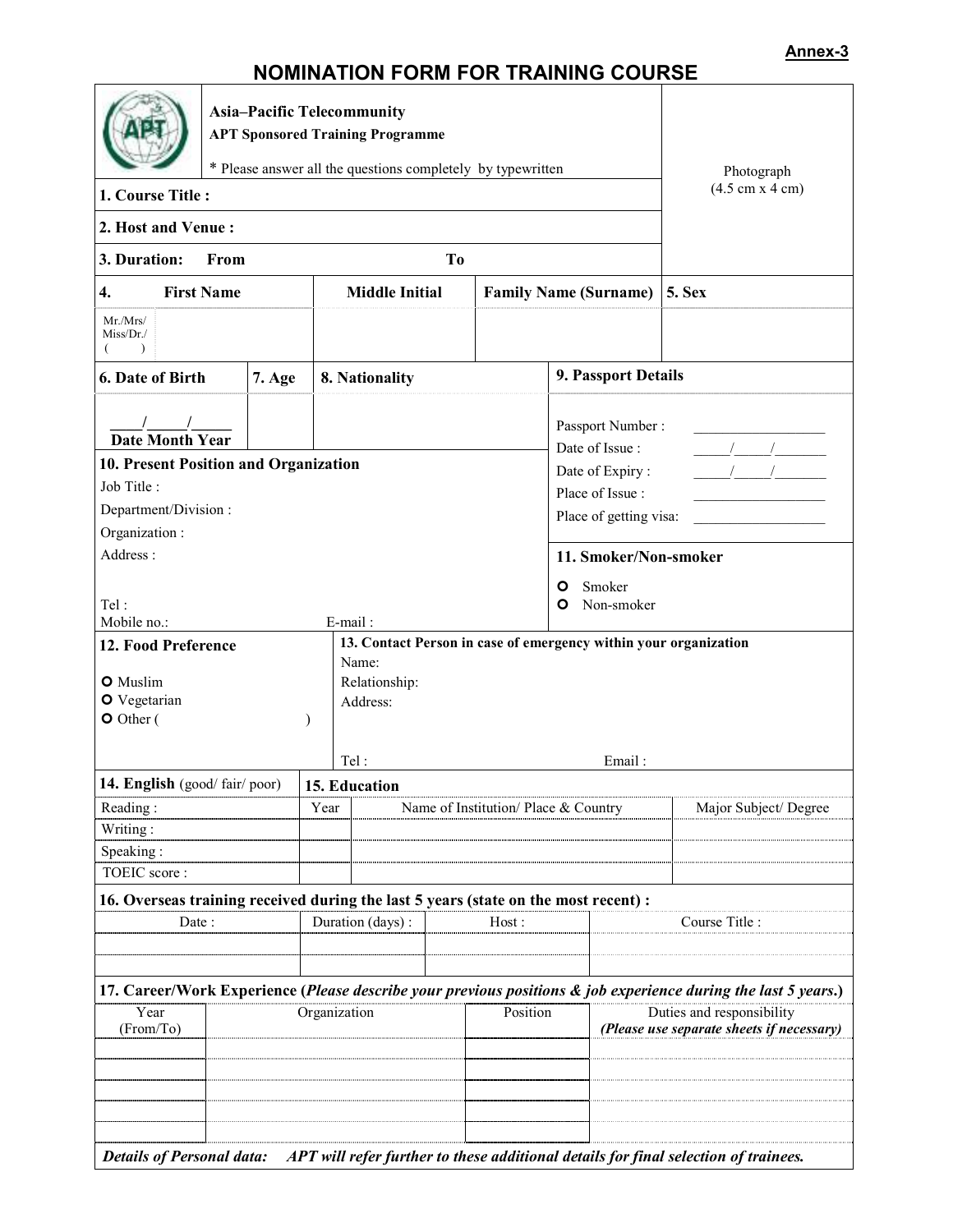**Annex-3**

# NOMINATION FORM FOR TRAINING COURSE

**Asia–Pacific Telecommunity**
**APT Sponsored Training Programme**

\* Please answer all the questions completely by typewritten

Photograph
(4.5 cm x 4 cm)

**1. Course Title :**

**2. Host and Venue :**

**3. Duration: From To**

| 4. First Name | Middle Initial | Family Name (Surname) | 5. Sex |
|---|---|---|---|
| Mr./Mrs/ Miss/Dr./ ( ) | | | |

| 6. Date of Birth | 7. Age | 8. Nationality |
|---|---|---|
| ____/_____/_____ Date Month Year | | |

**9. Passport Details**

Passport Number : __________________
Date of Issue : _____/_____/_______
Date of Expiry : _____/_____/_______
Place of Issue : __________________
Place of getting visa: __________________

**10. Present Position and Organization**

Job Title :
Department/Division :
Organization :
Address :

Tel :
Mobile no.: E-mail :

**11. Smoker/Non-smoker**

- O Smoker
- O Non-smoker

**12. Food Preference**

- O Muslim
- O Vegetarian
- O Other ( )

**13. Contact Person in case of emergency within your organization**

Name:
Relationship:
Address:

Tel : Email :

| 14. English (good/ fair/ poor) | |
|---|---|
| Reading : | |
| Writing : | |
| Speaking : | |
| TOEIC score : | |

**15. Education**

| Year | Name of Institution/ Place & Country | Major Subject/ Degree |
|---|---|---|
| | | |
| | | |
| | | |

**16. Overseas training received during the last 5 years (state on the most recent) :**

| Date : | Duration (days) : | Host : | Course Title : |
|---|---|---|---|
| | | | |
| | | | |

**17. Career/Work Experience (*Please describe your previous positions & job experience during the last 5 years.*)**

| Year (From/To) | Organization | Position | Duties and responsibility *(Please use separate sheets if necessary)* |
|---|---|---|---|
| | | | |
| | | | |
| | | | |
| | | | |
| | | | |

***Details of Personal data: APT will refer further to these additional details for final selection of trainees.***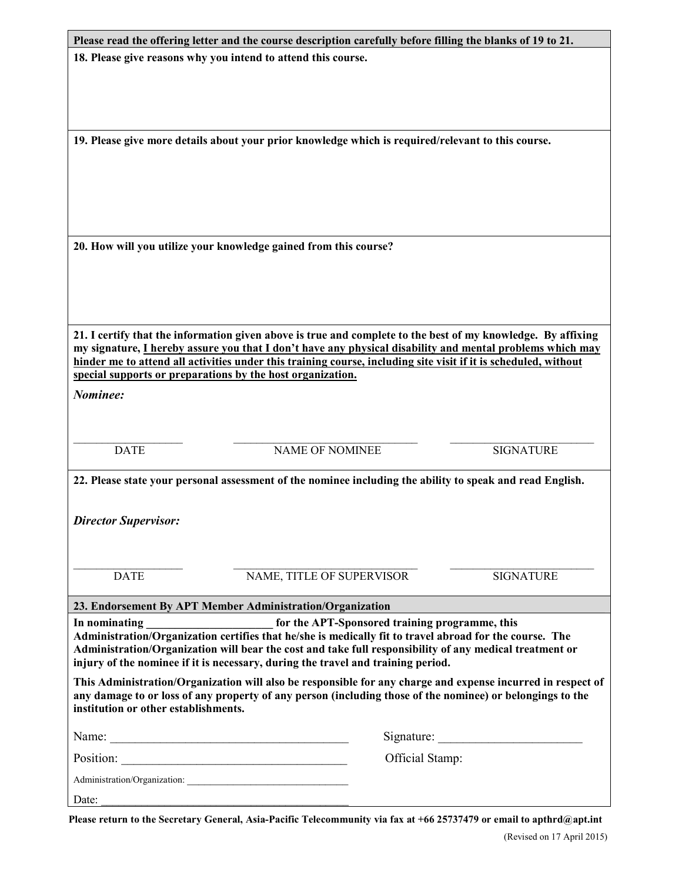**Please read the offering letter and the course description carefully before filling the blanks of 19 to 21.**

**18. Please give reasons why you intend to attend this course.**

**19. Please give more details about your prior knowledge which is required/relevant to this course.**

**20. How will you utilize your knowledge gained from this course?**

**21. I certify that the information given above is true and complete to the best of my knowledge. By affixing my signature, <u>I hereby assure you that I don't have any physical disability and mental problems which may hinder me to attend all activities under this training course, including site visit if it is scheduled, without special supports or preparations by the host organization.</u>**

***Nominee:***

| | | |
|---|---|---|
| ____________________ | ________________________________ | _________________________ |
| DATE | NAME OF NOMINEE | SIGNATURE |

**22. Please state your personal assessment of the nominee including the ability to speak and read English.**

***Director Supervisor:***

| | | |
|---|---|---|
| ____________________ | ________________________________ | _________________________ |
| DATE | NAME, TITLE OF SUPERVISOR | SIGNATURE |

**23. Endorsement By APT Member Administration/Organization**

**In nominating ______________________ for the APT-Sponsored training programme, this Administration/Organization certifies that he/she is medically fit to travel abroad for the course. The Administration/Organization will bear the cost and take full responsibility of any medical treatment or injury of the nominee if it is necessary, during the travel and training period.**

**This Administration/Organization will also be responsible for any charge and expense incurred in respect of any damage to or loss of any property of any person (including those of the nominee) or belongings to the institution or other establishments.**

Name: ________________________________________ Signature: ________________________

Position: _____________________________________ Official Stamp:

Administration/Organization: ________________________________

Date: ______________________________________________

**Please return to the Secretary General, Asia-Pacific Telecommunity via fax at +66 25737479 or email to apthrd@apt.int**

(Revised on 17 April 2015)